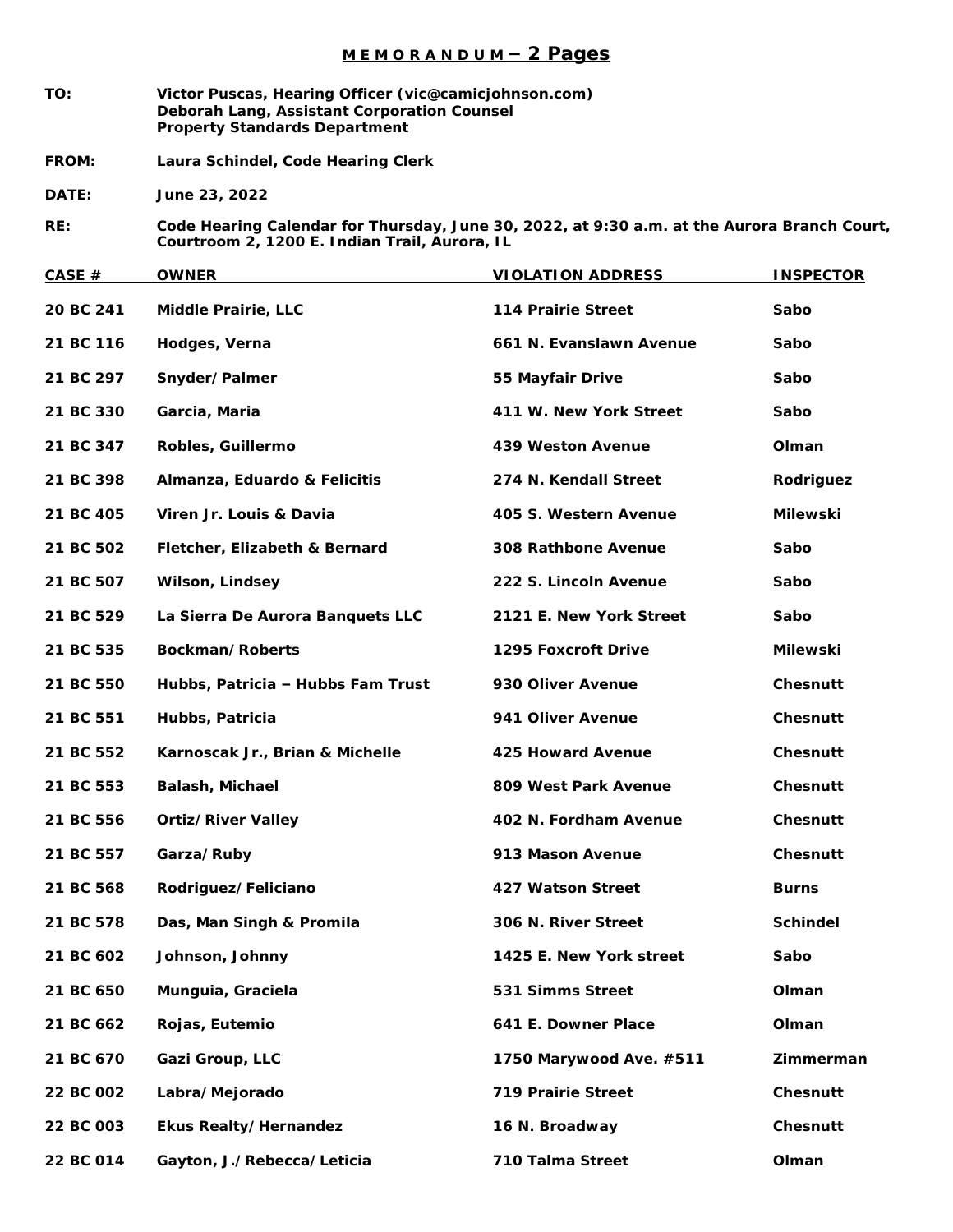# M E M O R A N D U M – 2 Pages

**TO:** Victor Puscas, Hearing Officer (vic@camicjohnson.com)
Deborah Lang, Assistant Corporation Counsel
Property Standards Department

**FROM:** Laura Schindel, Code Hearing Clerk

**DATE:** June 23, 2022

**RE:** Code Hearing Calendar for Thursday, June 30, 2022, at 9:30 a.m. at the Aurora Branch Court, Courtroom 2, 1200 E. Indian Trail, Aurora, IL

| CASE # | OWNER | VIOLATION ADDRESS | INSPECTOR |
|---|---|---|---|
| 20 BC 241 | Middle Prairie, LLC | 114 Prairie Street | Sabo |
| 21 BC 116 | Hodges, Verna | 661 N. Evanslawn Avenue | Sabo |
| 21 BC 297 | Snyder/Palmer | 55 Mayfair Drive | Sabo |
| 21 BC 330 | Garcia, Maria | 411 W. New York Street | Sabo |
| 21 BC 347 | Robles, Guillermo | 439 Weston Avenue | Olman |
| 21 BC 398 | Almanza, Eduardo & Felicitis | 274 N. Kendall Street | Rodriguez |
| 21 BC 405 | Viren Jr. Louis & Davia | 405 S. Western Avenue | Milewski |
| 21 BC 502 | Fletcher, Elizabeth & Bernard | 308 Rathbone Avenue | Sabo |
| 21 BC 507 | Wilson, Lindsey | 222 S. Lincoln Avenue | Sabo |
| 21 BC 529 | La Sierra De Aurora Banquets LLC | 2121 E. New York Street | Sabo |
| 21 BC 535 | Bockman/Roberts | 1295 Foxcroft Drive | Milewski |
| 21 BC 550 | Hubbs, Patricia – Hubbs Fam Trust | 930 Oliver Avenue | Chesnutt |
| 21 BC 551 | Hubbs, Patricia | 941 Oliver Avenue | Chesnutt |
| 21 BC 552 | Karnoscak Jr., Brian & Michelle | 425 Howard Avenue | Chesnutt |
| 21 BC 553 | Balash, Michael | 809 West Park Avenue | Chesnutt |
| 21 BC 556 | Ortiz/River Valley | 402 N. Fordham Avenue | Chesnutt |
| 21 BC 557 | Garza/Ruby | 913 Mason Avenue | Chesnutt |
| 21 BC 568 | Rodriguez/Feliciano | 427 Watson Street | Burns |
| 21 BC 578 | Das, Man Singh & Promila | 306 N. River Street | Schindel |
| 21 BC 602 | Johnson, Johnny | 1425 E. New York street | Sabo |
| 21 BC 650 | Munguia, Graciela | 531 Simms Street | Olman |
| 21 BC 662 | Rojas, Eutemio | 641 E. Downer Place | Olman |
| 21 BC 670 | Gazi Group, LLC | 1750 Marywood Ave. #511 | Zimmerman |
| 22 BC 002 | Labra/Mejorado | 719 Prairie Street | Chesnutt |
| 22 BC 003 | Ekus Realty/Hernandez | 16 N. Broadway | Chesnutt |
| 22 BC 014 | Gayton, J./Rebecca/Leticia | 710 Talma Street | Olman |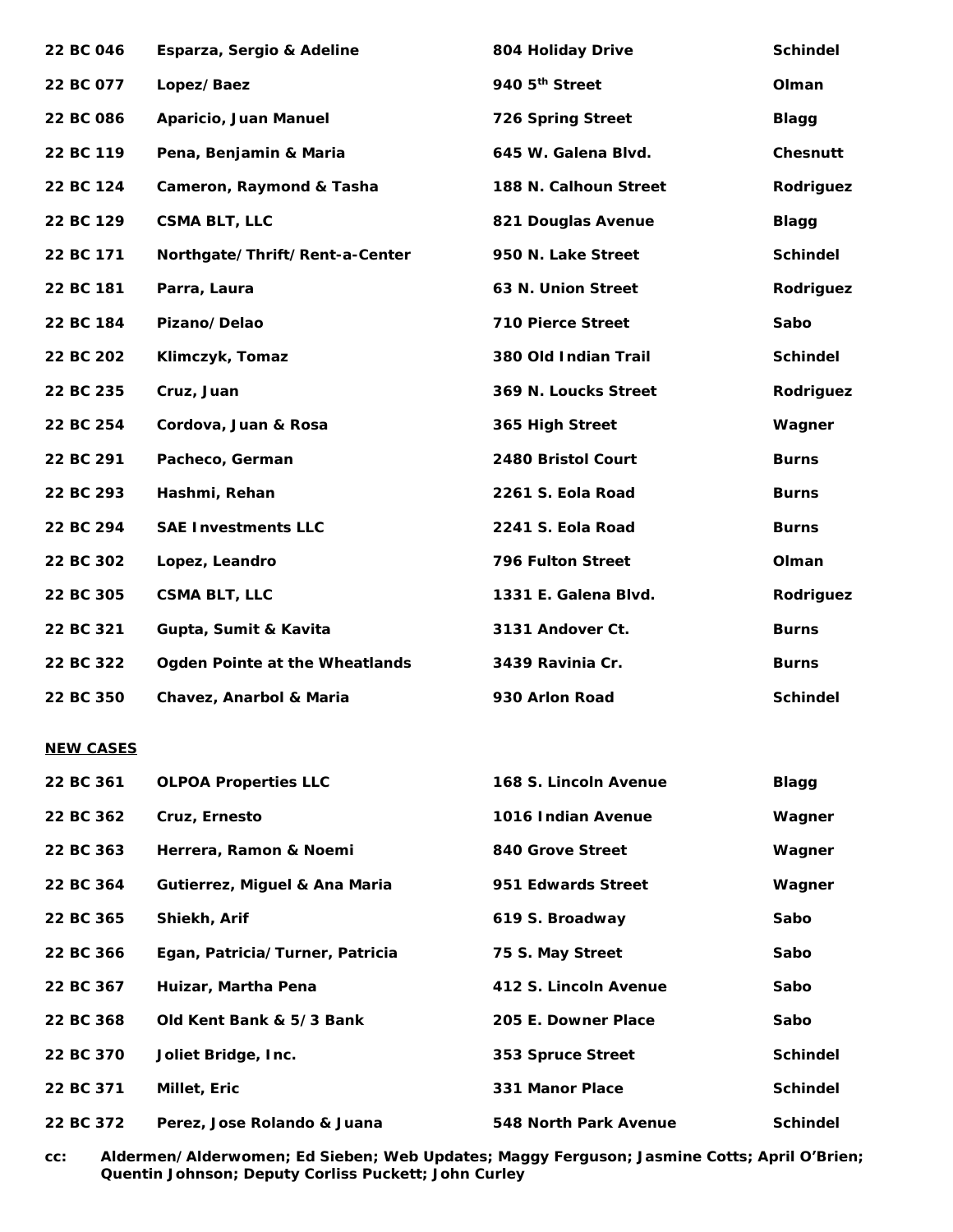| | | | |
|---|---|---|---|
| **22 BC 046** | **Esparza, Sergio & Adeline** | **804 Holiday Drive** | **Schindel** |
| **22 BC 077** | **Lopez/Baez** | **940 5th Street** | **Olman** |
| **22 BC 086** | **Aparicio, Juan Manuel** | **726 Spring Street** | **Blagg** |
| **22 BC 119** | **Pena, Benjamin & Maria** | **645 W. Galena Blvd.** | **Chesnutt** |
| **22 BC 124** | **Cameron, Raymond & Tasha** | **188 N. Calhoun Street** | **Rodriguez** |
| **22 BC 129** | **CSMA BLT, LLC** | **821 Douglas Avenue** | **Blagg** |
| **22 BC 171** | **Northgate/Thrift/Rent-a-Center** | **950 N. Lake Street** | **Schindel** |
| **22 BC 181** | **Parra, Laura** | **63 N. Union Street** | **Rodriguez** |
| **22 BC 184** | **Pizano/Delao** | **710 Pierce Street** | **Sabo** |
| **22 BC 202** | **Klimczyk, Tomaz** | **380 Old Indian Trail** | **Schindel** |
| **22 BC 235** | **Cruz, Juan** | **369 N. Loucks Street** | **Rodriguez** |
| **22 BC 254** | **Cordova, Juan & Rosa** | **365 High Street** | **Wagner** |
| **22 BC 291** | **Pacheco, German** | **2480 Bristol Court** | **Burns** |
| **22 BC 293** | **Hashmi, Rehan** | **2261 S. Eola Road** | **Burns** |
| **22 BC 294** | **SAE Investments LLC** | **2241 S. Eola Road** | **Burns** |
| **22 BC 302** | **Lopez, Leandro** | **796 Fulton Street** | **Olman** |
| **22 BC 305** | **CSMA BLT, LLC** | **1331 E. Galena Blvd.** | **Rodriguez** |
| **22 BC 321** | **Gupta, Sumit & Kavita** | **3131 Andover Ct.** | **Burns** |
| **22 BC 322** | **Ogden Pointe at the Wheatlands** | **3439 Ravinia Cr.** | **Burns** |
| **22 BC 350** | **Chavez, Anarbol & Maria** | **930 Arlon Road** | **Schindel** |

**NEW CASES**

| | | | |
|---|---|---|---|
| **22 BC 361** | **OLPOA Properties LLC** | **168 S. Lincoln Avenue** | **Blagg** |
| **22 BC 362** | **Cruz, Ernesto** | **1016 Indian Avenue** | **Wagner** |
| **22 BC 363** | **Herrera, Ramon & Noemi** | **840 Grove Street** | **Wagner** |
| **22 BC 364** | **Gutierrez, Miguel & Ana Maria** | **951 Edwards Street** | **Wagner** |
| **22 BC 365** | **Shiekh, Arif** | **619 S. Broadway** | **Sabo** |
| **22 BC 366** | **Egan, Patricia/Turner, Patricia** | **75 S. May Street** | **Sabo** |
| **22 BC 367** | **Huizar, Martha Pena** | **412 S. Lincoln Avenue** | **Sabo** |
| **22 BC 368** | **Old Kent Bank & 5/3 Bank** | **205 E. Downer Place** | **Sabo** |
| **22 BC 370** | **Joliet Bridge, Inc.** | **353 Spruce Street** | **Schindel** |
| **22 BC 371** | **Millet, Eric** | **331 Manor Place** | **Schindel** |
| **22 BC 372** | **Perez, Jose Rolando & Juana** | **548 North Park Avenue** | **Schindel** |

**cc: Aldermen/Alderwomen; Ed Sieben; Web Updates; Maggy Ferguson; Jasmine Cotts; April O'Brien; Quentin Johnson; Deputy Corliss Puckett; John Curley**